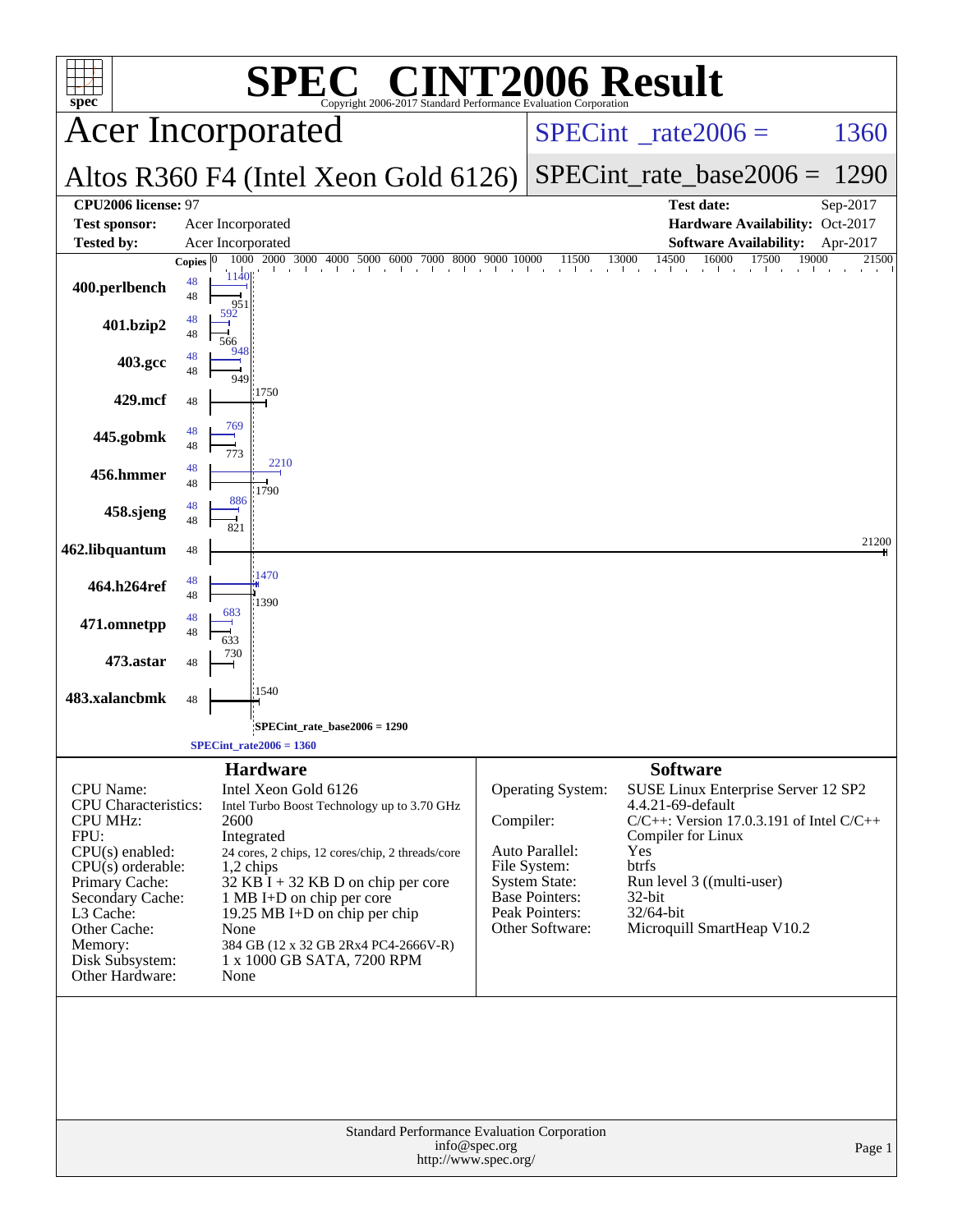# SPEC® CINT2006 Result

Copyright 2006-2017 Standard Performance Evaluation Corporation

## Acer Incorporated

**Altos R360 F4 (Intel Xeon Gold 6126)**

SPECint_rate2006 = 1360

SPECint_rate_base2006 = 1290

| | | | |
|---|---|---|---|
| **CPU2006 license:** 97 | | **Test date:** | Sep-2017 |
| **Test sponsor:** | Acer Incorporated | **Hardware Availability:** | Oct-2017 |
| **Tested by:** | Acer Incorporated | **Software Availability:** | Apr-2017 |

| Benchmark | Copies (peak) | Peak | Copies (base) | Base |
|---|---|---|---|---|
| 400.perlbench | 48 | 1140 | 48 | 951 |
| 401.bzip2 | 48 | 592 | 48 | 566 |
| 403.gcc | 48 | 948 | 48 | 949 |
| 429.mcf | | | 48 | 1750 |
| 445.gobmk | 48 | 769 | 48 | 773 |
| 456.hmmer | 48 | 2210 | 48 | 1790 |
| 458.sjeng | 48 | 886 | 48 | 821 |
| 462.libquantum | | | 48 | 21200 |
| 464.h264ref | 48 | 1470 | 48 | 1390 |
| 471.omnetpp | 48 | 683 | 48 | 633 |
| 473.astar | | | 48 | 730 |
| 483.xalancbmk | | | 48 | 1540 |

SPECint_rate_base2006 = 1290

SPECint_rate2006 = 1360

### Hardware

| | |
|---|---|
| CPU Name: | Intel Xeon Gold 6126 |
| CPU Characteristics: | Intel Turbo Boost Technology up to 3.70 GHz |
| CPU MHz: | 2600 |
| FPU: | Integrated |
| CPU(s) enabled: | 24 cores, 2 chips, 12 cores/chip, 2 threads/core |
| CPU(s) orderable: | 1,2 chips |
| Primary Cache: | 32 KB I + 32 KB D on chip per core |
| Secondary Cache: | 1 MB I+D on chip per core |
| L3 Cache: | 19.25 MB I+D on chip per chip |
| Other Cache: | None |
| Memory: | 384 GB (12 x 32 GB 2Rx4 PC4-2666V-R) |
| Disk Subsystem: | 1 x 1000 GB SATA, 7200 RPM |
| Other Hardware: | None |

### Software

| | |
|---|---|
| Operating System: | SUSE Linux Enterprise Server 12 SP2 4.4.21-69-default |
| Compiler: | C/C++: Version 17.0.3.191 of Intel C/C++ Compiler for Linux |
| Auto Parallel: | Yes |
| File System: | btrfs |
| System State: | Run level 3 ((multi-user) |
| Base Pointers: | 32-bit |
| Peak Pointers: | 32/64-bit |
| Other Software: | Microquill SmartHeap V10.2 |

Standard Performance Evaluation Corporation
info@spec.org
http://www.spec.org/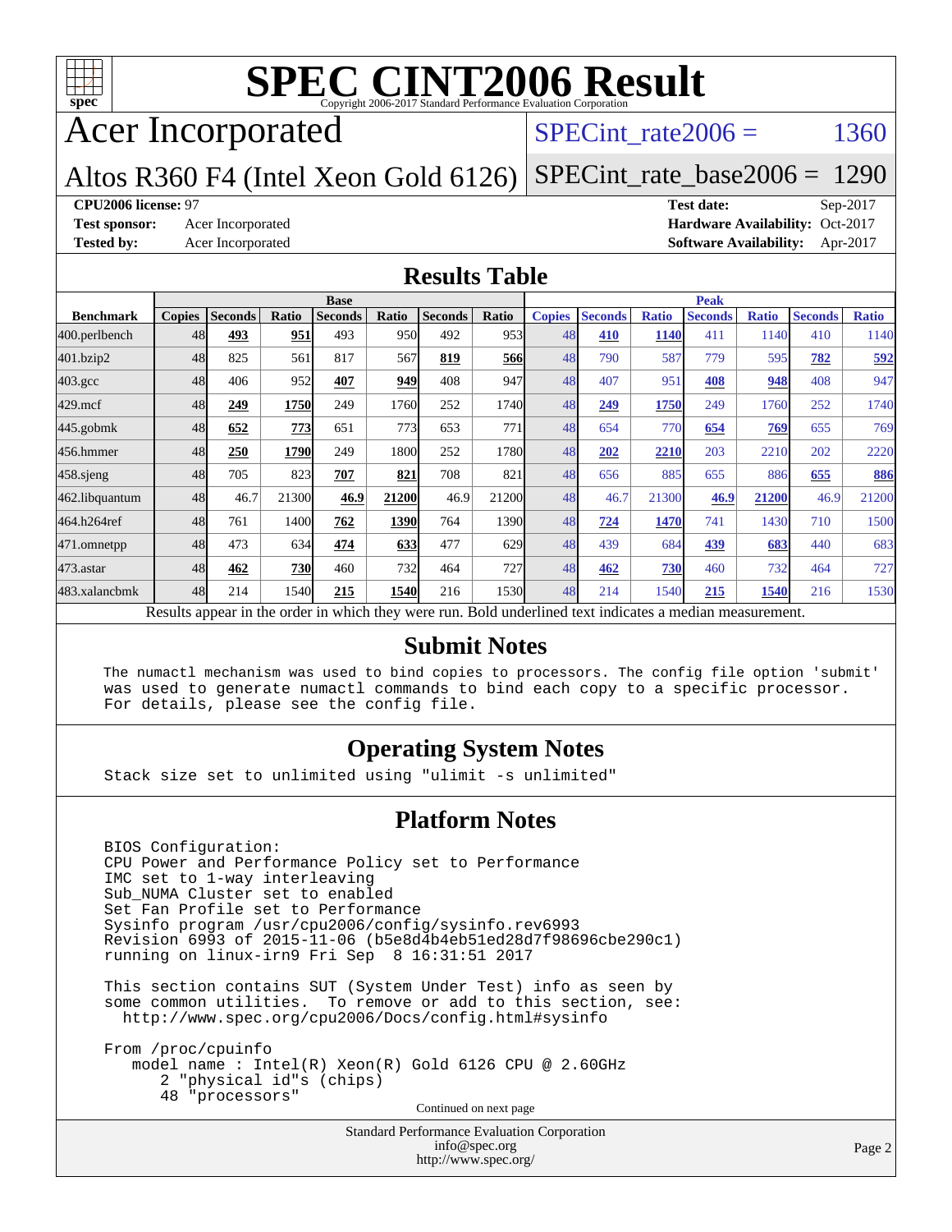# SPEC CINT2006 Result

Copyright 2006-2017 Standard Performance Evaluation Corporation

## Acer Incorporated

Altos R360 F4 (Intel Xeon Gold 6126)

SPECint_rate2006 = 1360

SPECint_rate_base2006 = 1290

**CPU2006 license:** 97
**Test sponsor:** Acer Incorporated
**Tested by:** Acer Incorporated

**Test date:** Sep-2017
**Hardware Availability:** Oct-2017
**Software Availability:** Apr-2017

## Results Table

| Benchmark | Base | | | | | | | Peak | | | | | | |
|---|---|---|---|---|---|---|---|---|---|---|---|---|---|---|
| | Copies | Seconds | Ratio | Seconds | Ratio | Seconds | Ratio | Copies | Seconds | Ratio | Seconds | Ratio | Seconds | Ratio |
| 400.perlbench | 48 | **493** | **951** | 493 | 950 | 492 | 953 | 48 | **410** | **1140** | 411 | 1140 | 410 | 1140 |
| 401.bzip2 | 48 | 825 | 561 | 817 | 567 | **819** | **566** | 48 | 790 | 587 | 779 | 595 | **782** | **592** |
| 403.gcc | 48 | 406 | 952 | **407** | **949** | 408 | 947 | 48 | 407 | 951 | **408** | **948** | 408 | 947 |
| 429.mcf | 48 | **249** | **1750** | 249 | 1760 | 252 | 1740 | 48 | **249** | **1750** | 249 | 1760 | 252 | 1740 |
| 445.gobmk | 48 | **652** | **773** | 651 | 773 | 653 | 771 | 48 | 654 | 770 | **654** | **769** | 655 | 769 |
| 456.hmmer | 48 | **250** | **1790** | 249 | 1800 | 252 | 1780 | 48 | **202** | **2210** | 203 | 2210 | 202 | 2220 |
| 458.sjeng | 48 | 705 | 823 | **707** | **821** | 708 | 821 | 48 | 656 | 885 | 655 | 886 | **655** | **886** |
| 462.libquantum | 48 | 46.7 | 21300 | **46.9** | **21200** | 46.9 | 21200 | 48 | 46.7 | 21300 | **46.9** | **21200** | 46.9 | 21200 |
| 464.h264ref | 48 | 761 | 1400 | **762** | **1390** | 764 | 1390 | 48 | **724** | **1470** | 741 | 1430 | 710 | 1500 |
| 471.omnetpp | 48 | 473 | 634 | **474** | **633** | 477 | 629 | 48 | 439 | 684 | **439** | **683** | 440 | 683 |
| 473.astar | 48 | **462** | **730** | 460 | 732 | 464 | 727 | 48 | **462** | **730** | 460 | 732 | 464 | 727 |
| 483.xalancbmk | 48 | 214 | 1540 | **215** | **1540** | 216 | 1530 | 48 | 214 | 1540 | **215** | **1540** | 216 | 1530 |

Results appear in the order in which they were run. Bold underlined text indicates a median measurement.

## Submit Notes

```
The numactl mechanism was used to bind copies to processors. The config file option 'submit'
was used to generate numactl commands to bind each copy to a specific processor.
For details, please see the config file.
```

## Operating System Notes

```
Stack size set to unlimited using "ulimit -s unlimited"
```

## Platform Notes

```
BIOS Configuration:
CPU Power and Performance Policy set to Performance
IMC set to 1-way interleaving
Sub_NUMA Cluster set to enabled
Set Fan Profile set to Performance
Sysinfo program /usr/cpu2006/config/sysinfo.rev6993
Revision 6993 of 2015-11-06 (b5e8d4b4eb51ed28d7f98696cbe290c1)
running on linux-irn9 Fri Sep  8 16:31:51 2017

This section contains SUT (System Under Test) info as seen by
some common utilities.  To remove or add to this section, see:
  http://www.spec.org/cpu2006/Docs/config.html#sysinfo

From /proc/cpuinfo
   model name : Intel(R) Xeon(R) Gold 6126 CPU @ 2.60GHz
      2 "physical id"s (chips)
      48 "processors"
```

Continued on next page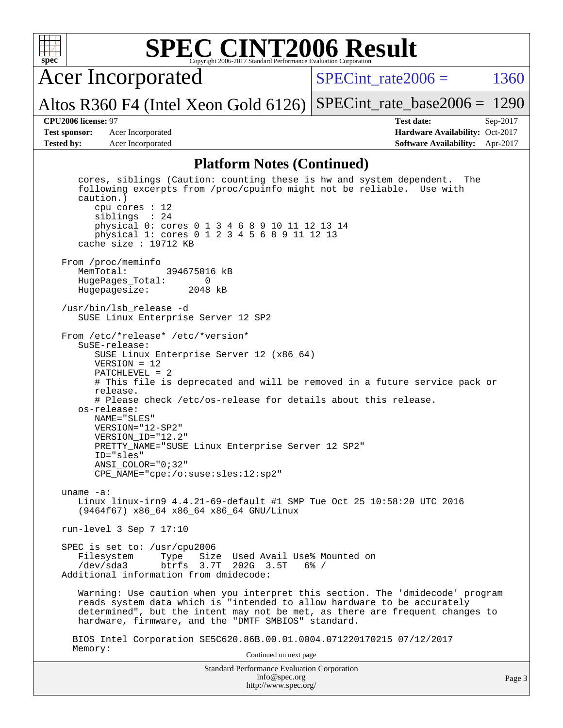## Platform Notes (Continued)

```
   cores, siblings (Caution: counting these is hw and system dependent.  The
   following excerpts from /proc/cpuinfo might not be reliable.  Use with
   caution.)
      cpu cores : 12
      siblings  : 24
      physical 0: cores 0 1 3 4 6 8 9 10 11 12 13 14
      physical 1: cores 0 1 2 3 4 5 6 8 9 11 12 13
   cache size : 19712 KB

From /proc/meminfo
   MemTotal:       394675016 kB
   HugePages_Total:       0
   Hugepagesize:       2048 kB

/usr/bin/lsb_release -d
   SUSE Linux Enterprise Server 12 SP2

From /etc/*release* /etc/*version*
   SuSE-release:
      SUSE Linux Enterprise Server 12 (x86_64)
      VERSION = 12
      PATCHLEVEL = 2
      # This file is deprecated and will be removed in a future service pack or
      release.
      # Please check /etc/os-release for details about this release.
   os-release:
      NAME="SLES"
      VERSION="12-SP2"
      VERSION_ID="12.2"
      PRETTY_NAME="SUSE Linux Enterprise Server 12 SP2"
      ID="sles"
      ANSI_COLOR="0;32"
      CPE_NAME="cpe:/o:suse:sles:12:sp2"

uname -a:
   Linux linux-irn9 4.4.21-69-default #1 SMP Tue Oct 25 10:58:20 UTC 2016
   (9464f67) x86_64 x86_64 x86_64 GNU/Linux

run-level 3 Sep 7 17:10

SPEC is set to: /usr/cpu2006
   Filesystem     Type   Size  Used Avail Use% Mounted on
   /dev/sda3      btrfs  3.7T  202G  3.5T   6% /
Additional information from dmidecode:

   Warning: Use caution when you interpret this section. The 'dmidecode' program
   reads system data which is "intended to allow hardware to be accurately
   determined", but the intent may not be met, as there are frequent changes to
   hardware, firmware, and the "DMTF SMBIOS" standard.

  BIOS Intel Corporation SE5C620.86B.00.01.0004.071220170215 07/12/2017
  Memory:
```

Continued on next page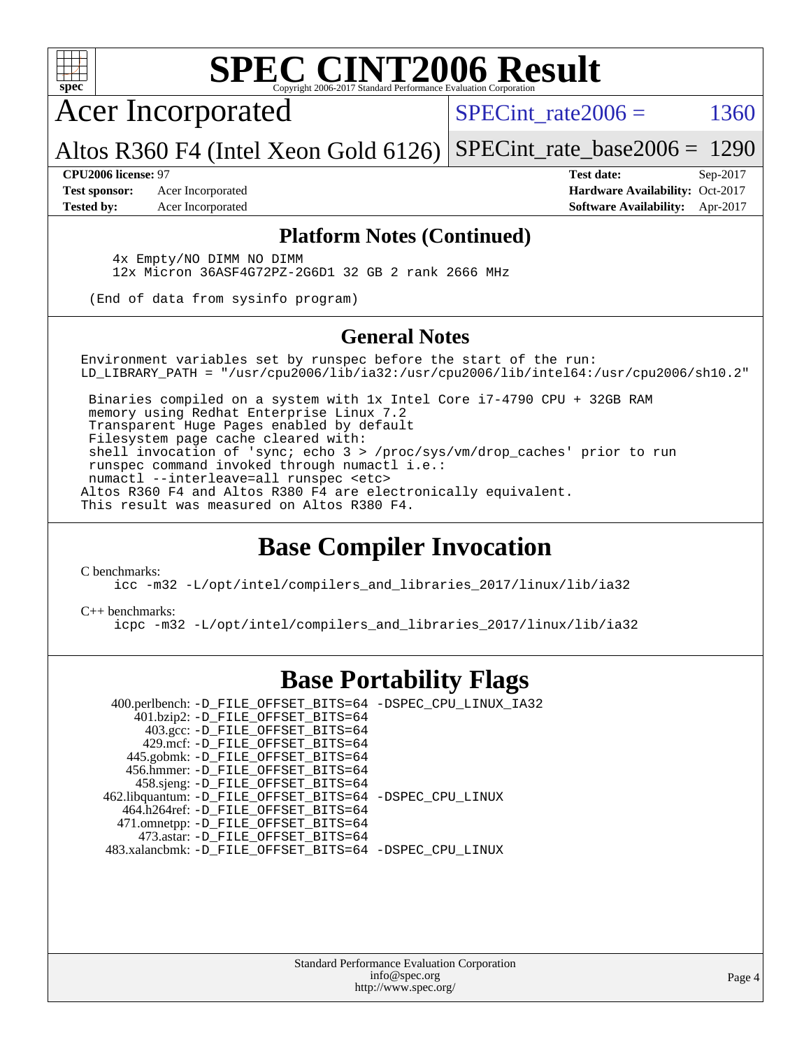# SPEC CINT2006 Result

Copyright 2006-2017 Standard Performance Evaluation Corporation

## Acer Incorporated

Altos R360 F4 (Intel Xeon Gold 6126)

SPECint_rate2006 = 1360

SPECint_rate_base2006 = 1290

**CPU2006 license:** 97
**Test sponsor:** Acer Incorporated
**Tested by:** Acer Incorporated

**Test date:** Sep-2017
**Hardware Availability:** Oct-2017
**Software Availability:** Apr-2017

### Platform Notes (Continued)

```
    4x Empty/NO DIMM NO DIMM
    12x Micron 36ASF4G72PZ-2G6D1 32 GB 2 rank 2666 MHz

 (End of data from sysinfo program)
```

### General Notes

```
Environment variables set by runspec before the start of the run:
LD_LIBRARY_PATH = "/usr/cpu2006/lib/ia32:/usr/cpu2006/lib/intel64:/usr/cpu2006/sh10.2"

 Binaries compiled on a system with 1x Intel Core i7-4790 CPU + 32GB RAM
 memory using Redhat Enterprise Linux 7.2
 Transparent Huge Pages enabled by default
 Filesystem page cache cleared with:
 shell invocation of 'sync; echo 3 > /proc/sys/vm/drop_caches' prior to run
 runspec command invoked through numactl i.e.:
 numactl --interleave=all runspec <etc>
Altos R360 F4 and Altos R380 F4 are electronically equivalent.
This result was measured on Altos R380 F4.
```

## Base Compiler Invocation

C benchmarks:

```
icc -m32 -L/opt/intel/compilers_and_libraries_2017/linux/lib/ia32
```

C++ benchmarks:

```
icpc -m32 -L/opt/intel/compilers_and_libraries_2017/linux/lib/ia32
```

## Base Portability Flags

| Benchmark | Flags |
|---|---|
| 400.perlbench: | -D_FILE_OFFSET_BITS=64 -DSPEC_CPU_LINUX_IA32 |
| 401.bzip2: | -D_FILE_OFFSET_BITS=64 |
| 403.gcc: | -D_FILE_OFFSET_BITS=64 |
| 429.mcf: | -D_FILE_OFFSET_BITS=64 |
| 445.gobmk: | -D_FILE_OFFSET_BITS=64 |
| 456.hmmer: | -D_FILE_OFFSET_BITS=64 |
| 458.sjeng: | -D_FILE_OFFSET_BITS=64 |
| 462.libquantum: | -D_FILE_OFFSET_BITS=64 -DSPEC_CPU_LINUX |
| 464.h264ref: | -D_FILE_OFFSET_BITS=64 |
| 471.omnetpp: | -D_FILE_OFFSET_BITS=64 |
| 473.astar: | -D_FILE_OFFSET_BITS=64 |
| 483.xalancbmk: | -D_FILE_OFFSET_BITS=64 -DSPEC_CPU_LINUX |

Standard Performance Evaluation Corporation
info@spec.org
http://www.spec.org/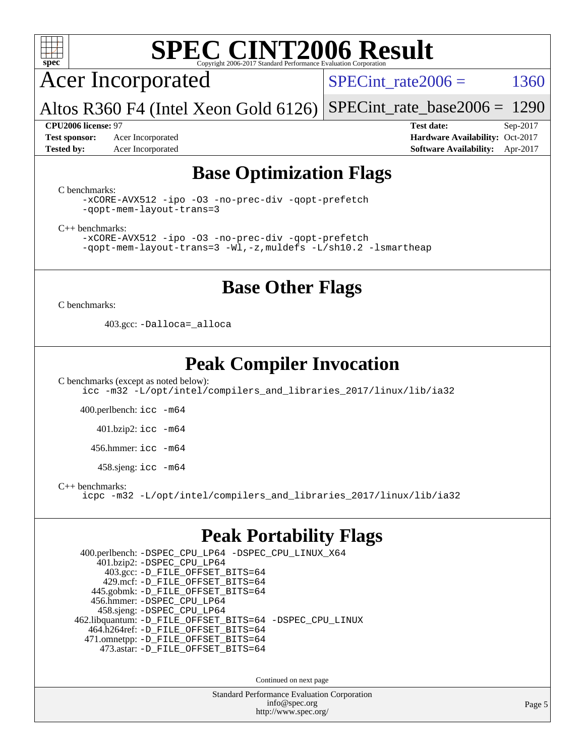# SPEC CINT2006 Result

Copyright 2006-2017 Standard Performance Evaluation Corporation

## Acer Incorporated

Altos R360 F4 (Intel Xeon Gold 6126)

SPECint_rate2006 = 1360

SPECint_rate_base2006 = 1290

| | | | |
|---|---|---|---|
| **CPU2006 license:** 97 | | **Test date:** | Sep-2017 |
| **Test sponsor:** | Acer Incorporated | **Hardware Availability:** | Oct-2017 |
| **Tested by:** | Acer Incorporated | **Software Availability:** | Apr-2017 |

## Base Optimization Flags

C benchmarks:

```
-xCORE-AVX512 -ipo -O3 -no-prec-div -qopt-prefetch
-qopt-mem-layout-trans=3
```

C++ benchmarks:

```
-xCORE-AVX512 -ipo -O3 -no-prec-div -qopt-prefetch
-qopt-mem-layout-trans=3 -Wl,-z,muldefs -L/sh10.2 -lsmartheap
```

## Base Other Flags

C benchmarks:

403.gcc: `-Dalloca=_alloca`

## Peak Compiler Invocation

C benchmarks (except as noted below):

```
icc -m32 -L/opt/intel/compilers_and_libraries_2017/linux/lib/ia32
```

400.perlbench: `icc -m64`

401.bzip2: `icc -m64`

456.hmmer: `icc -m64`

458.sjeng: `icc -m64`

C++ benchmarks:

```
icpc -m32 -L/opt/intel/compilers_and_libraries_2017/linux/lib/ia32
```

## Peak Portability Flags

400.perlbench: `-DSPEC_CPU_LP64 -DSPEC_CPU_LINUX_X64`
401.bzip2: `-DSPEC_CPU_LP64`
403.gcc: `-D_FILE_OFFSET_BITS=64`
429.mcf: `-D_FILE_OFFSET_BITS=64`
445.gobmk: `-D_FILE_OFFSET_BITS=64`
456.hmmer: `-DSPEC_CPU_LP64`
458.sjeng: `-DSPEC_CPU_LP64`
462.libquantum: `-D_FILE_OFFSET_BITS=64 -DSPEC_CPU_LINUX`
464.h264ref: `-D_FILE_OFFSET_BITS=64`
471.omnetpp: `-D_FILE_OFFSET_BITS=64`
473.astar: `-D_FILE_OFFSET_BITS=64`

Continued on next page

Standard Performance Evaluation Corporation
info@spec.org
http://www.spec.org/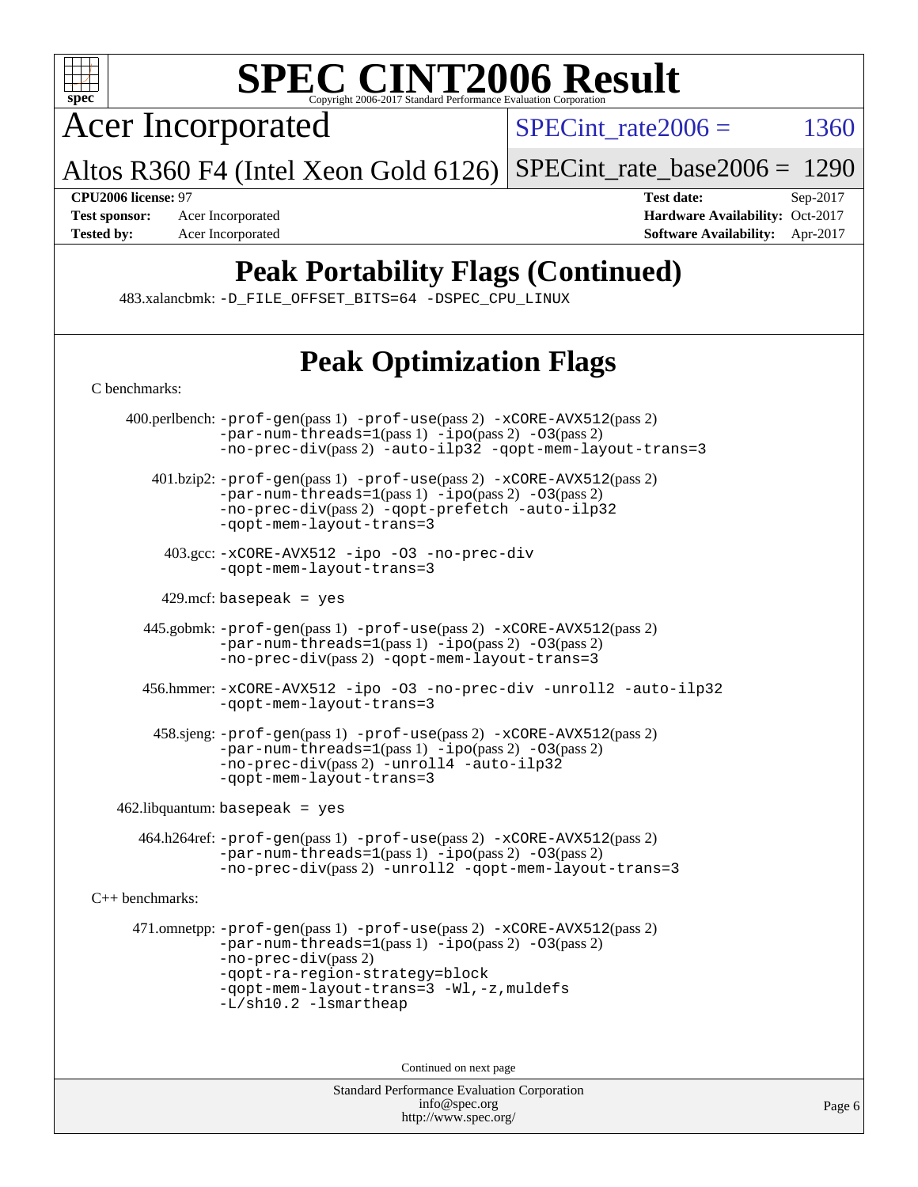# SPEC CINT2006 Result

Acer Incorporated

Altos R360 F4 (Intel Xeon Gold 6126)

SPECint_rate2006 = 1360

SPECint_rate_base2006 = 1290

**CPU2006 license:** 97
**Test sponsor:** Acer Incorporated
**Tested by:** Acer Incorporated

**Test date:** Sep-2017
**Hardware Availability:** Oct-2017
**Software Availability:** Apr-2017

## Peak Portability Flags (Continued)

483.xalancbmk: -D_FILE_OFFSET_BITS=64 -DSPEC_CPU_LINUX

## Peak Optimization Flags

C benchmarks:

400.perlbench: -prof-gen(pass 1) -prof-use(pass 2) -xCORE-AVX512(pass 2) -par-num-threads=1(pass 1) -ipo(pass 2) -O3(pass 2) -no-prec-div(pass 2) -auto-ilp32 -qopt-mem-layout-trans=3

401.bzip2: -prof-gen(pass 1) -prof-use(pass 2) -xCORE-AVX512(pass 2) -par-num-threads=1(pass 1) -ipo(pass 2) -O3(pass 2) -no-prec-div(pass 2) -qopt-prefetch -auto-ilp32 -qopt-mem-layout-trans=3

403.gcc: -xCORE-AVX512 -ipo -O3 -no-prec-div -qopt-mem-layout-trans=3

429.mcf: basepeak = yes

445.gobmk: -prof-gen(pass 1) -prof-use(pass 2) -xCORE-AVX512(pass 2) -par-num-threads=1(pass 1) -ipo(pass 2) -O3(pass 2) -no-prec-div(pass 2) -qopt-mem-layout-trans=3

456.hmmer: -xCORE-AVX512 -ipo -O3 -no-prec-div -unroll2 -auto-ilp32 -qopt-mem-layout-trans=3

458.sjeng: -prof-gen(pass 1) -prof-use(pass 2) -xCORE-AVX512(pass 2) -par-num-threads=1(pass 1) -ipo(pass 2) -O3(pass 2) -no-prec-div(pass 2) -unroll4 -auto-ilp32 -qopt-mem-layout-trans=3

462.libquantum: basepeak = yes

464.h264ref: -prof-gen(pass 1) -prof-use(pass 2) -xCORE-AVX512(pass 2) -par-num-threads=1(pass 1) -ipo(pass 2) -O3(pass 2) -no-prec-div(pass 2) -unroll2 -qopt-mem-layout-trans=3

C++ benchmarks:

471.omnetpp: -prof-gen(pass 1) -prof-use(pass 2) -xCORE-AVX512(pass 2) -par-num-threads=1(pass 1) -ipo(pass 2) -O3(pass 2) -no-prec-div(pass 2) -qopt-ra-region-strategy=block -qopt-mem-layout-trans=3 -Wl,-z,muldefs -L/sh10.2 -lsmartheap

Continued on next page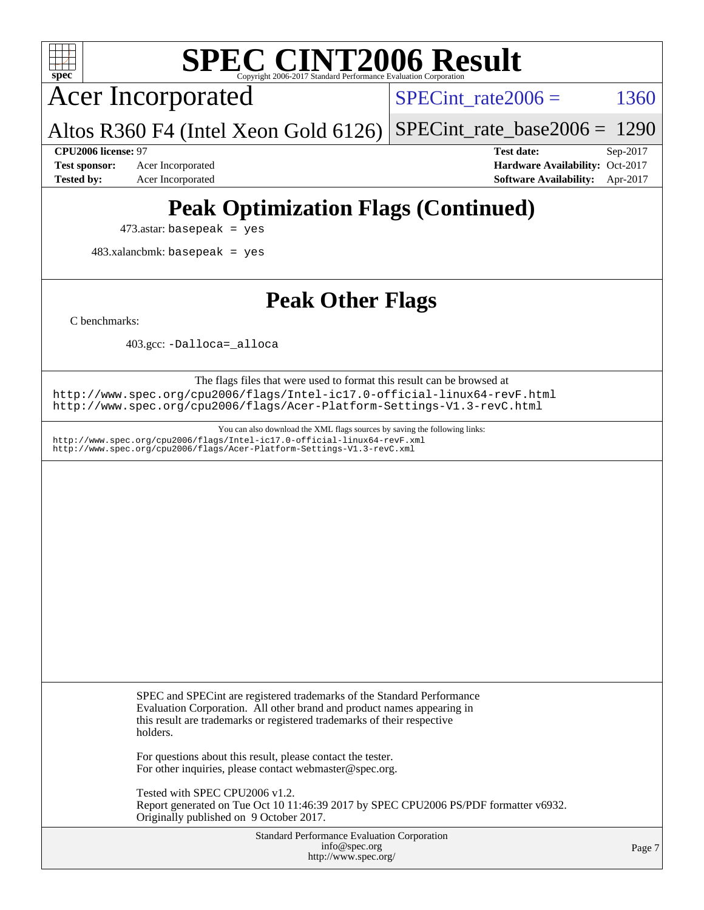# Peak Optimization Flags (Continued)

473.astar: basepeak = yes

483.xalancbmk: basepeak = yes

# Peak Other Flags

C benchmarks:

403.gcc: -Dalloca=_alloca

The flags files that were used to format this result can be browsed at
http://www.spec.org/cpu2006/flags/Intel-ic17.0-official-linux64-revF.html
http://www.spec.org/cpu2006/flags/Acer-Platform-Settings-V1.3-revC.html

You can also download the XML flags sources by saving the following links:
http://www.spec.org/cpu2006/flags/Intel-ic17.0-official-linux64-revF.xml
http://www.spec.org/cpu2006/flags/Acer-Platform-Settings-V1.3-revC.xml

SPEC and SPECint are registered trademarks of the Standard Performance Evaluation Corporation. All other brand and product names appearing in this result are trademarks or registered trademarks of their respective holders.

For questions about this result, please contact the tester.
For other inquiries, please contact webmaster@spec.org.

Tested with SPEC CPU2006 v1.2.
Report generated on Tue Oct 10 11:46:39 2017 by SPEC CPU2006 PS/PDF formatter v6932.
Originally published on 9 October 2017.